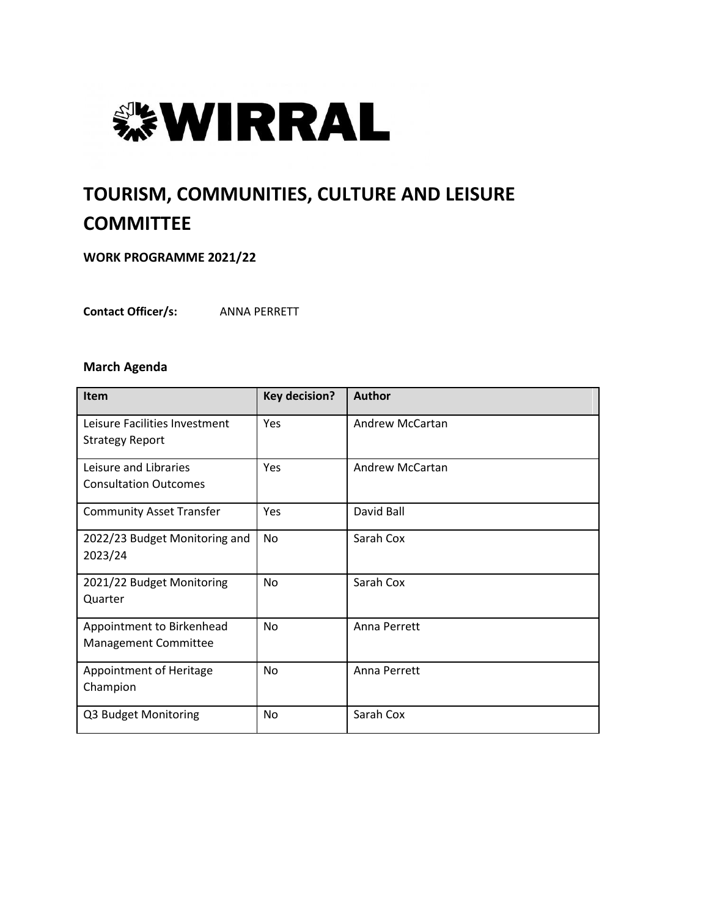WIRRAL

# TOURISM, COMMUNITIES, CULTURE AND LEISURE COMMITTEE

**WORK PROGRAMME 2021/22**

**Contact Officer/s:** ANNA PERRETT

### March Agenda

| Item | Key decision? | Author |
|---|---|---|
| Leisure Facilities Investment Strategy Report | Yes | Andrew McCartan |
| Leisure and Libraries Consultation Outcomes | Yes | Andrew McCartan |
| Community Asset Transfer | Yes | David Ball |
| 2022/23 Budget Monitoring and 2023/24 | No | Sarah Cox |
| 2021/22 Budget Monitoring Quarter | No | Sarah Cox |
| Appointment to Birkenhead Management Committee | No | Anna Perrett |
| Appointment of Heritage Champion | No | Anna Perrett |
| Q3 Budget Monitoring | No | Sarah Cox |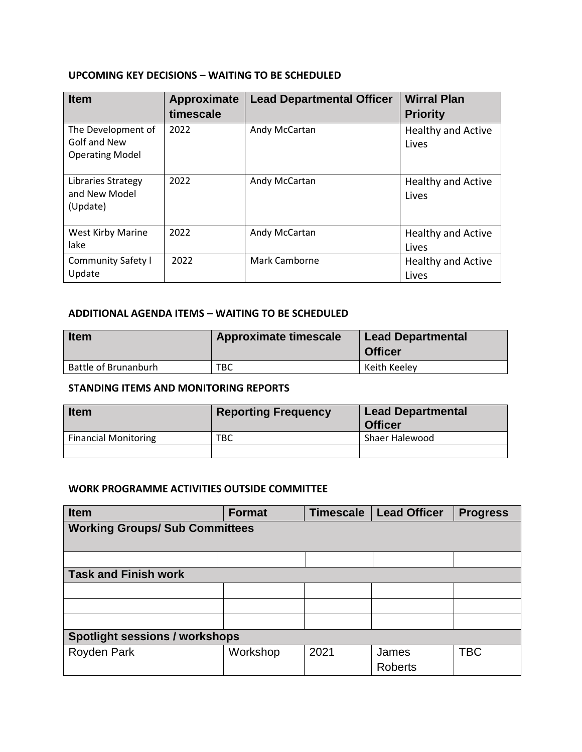**UPCOMING KEY DECISIONS – WAITING TO BE SCHEDULED**

| Item | Approximate timescale | Lead Departmental Officer | Wirral Plan Priority |
| --- | --- | --- | --- |
| The Development of Golf and New Operating Model | 2022 | Andy McCartan | Healthy and Active Lives |
| Libraries Strategy and New Model (Update) | 2022 | Andy McCartan | Healthy and Active Lives |
| West Kirby Marine lake | 2022 | Andy McCartan | Healthy and Active Lives |
| Community Safety l Update | 2022 | Mark Camborne | Healthy and Active Lives |

**ADDITIONAL AGENDA ITEMS – WAITING TO BE SCHEDULED**

| Item | Approximate timescale | Lead Departmental Officer |
| --- | --- | --- |
| Battle of Brunanburh | TBC | Keith Keeley |

**STANDING ITEMS AND MONITORING REPORTS**

| Item | Reporting Frequency | Lead Departmental Officer |
| --- | --- | --- |
| Financial Monitoring | TBC | Shaer Halewood |
| | | |

**WORK PROGRAMME ACTIVITIES OUTSIDE COMMITTEE**

| Item | Format | Timescale | Lead Officer | Progress |
| --- | --- | --- | --- | --- |
| **Working Groups/ Sub Committees** | | | | |
| | | | | |
| **Task and Finish work** | | | | |
| | | | | |
| | | | | |
| | | | | |
| **Spotlight sessions / workshops** | | | | |
| Royden Park | Workshop | 2021 | James Roberts | TBC |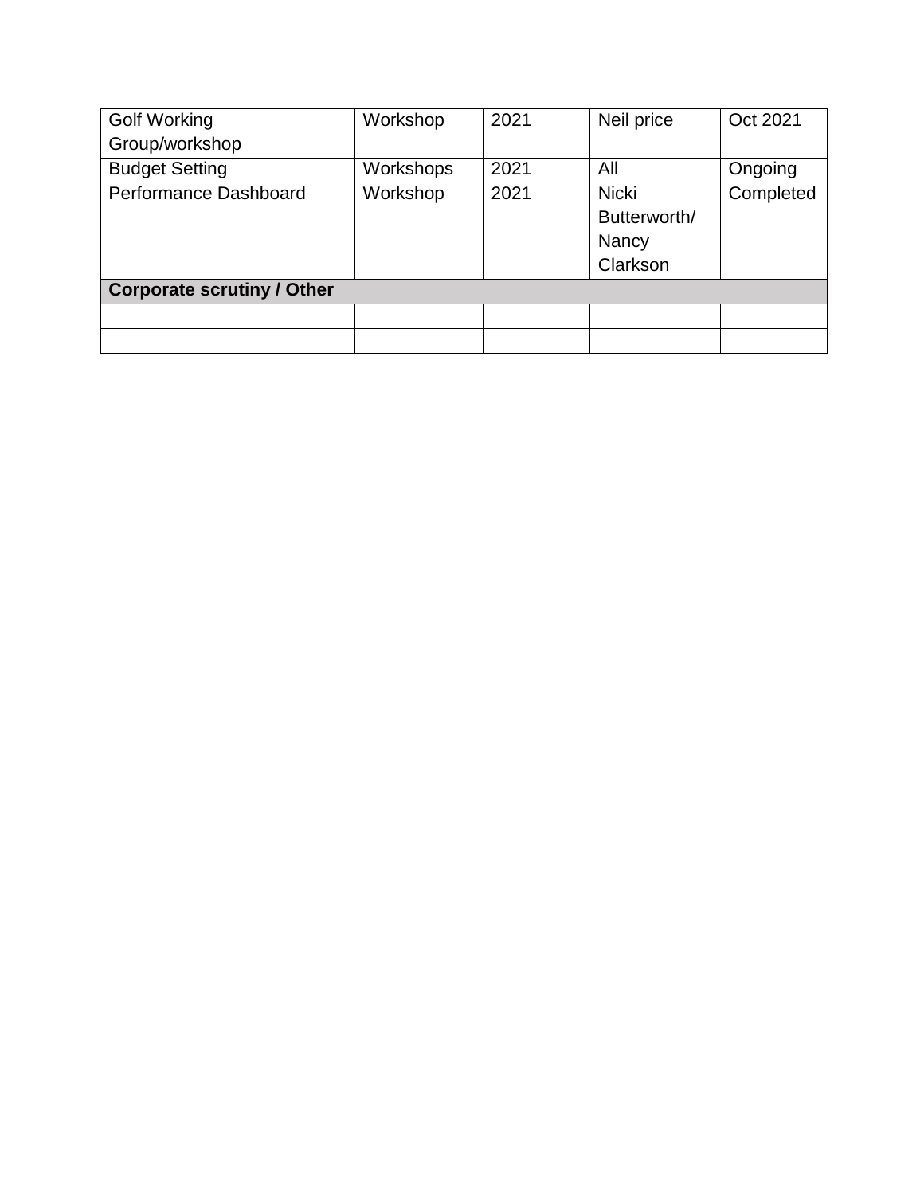| | | | | |
|---|---|---|---|---|
| Golf Working Group/workshop | Workshop | 2021 | Neil price | Oct 2021 |
| Budget Setting | Workshops | 2021 | All | Ongoing |
| Performance Dashboard | Workshop | 2021 | Nicki Butterworth/ Nancy Clarkson | Completed |
| **Corporate scrutiny / Other** | | | | |
| | | | | |
| | | | | |